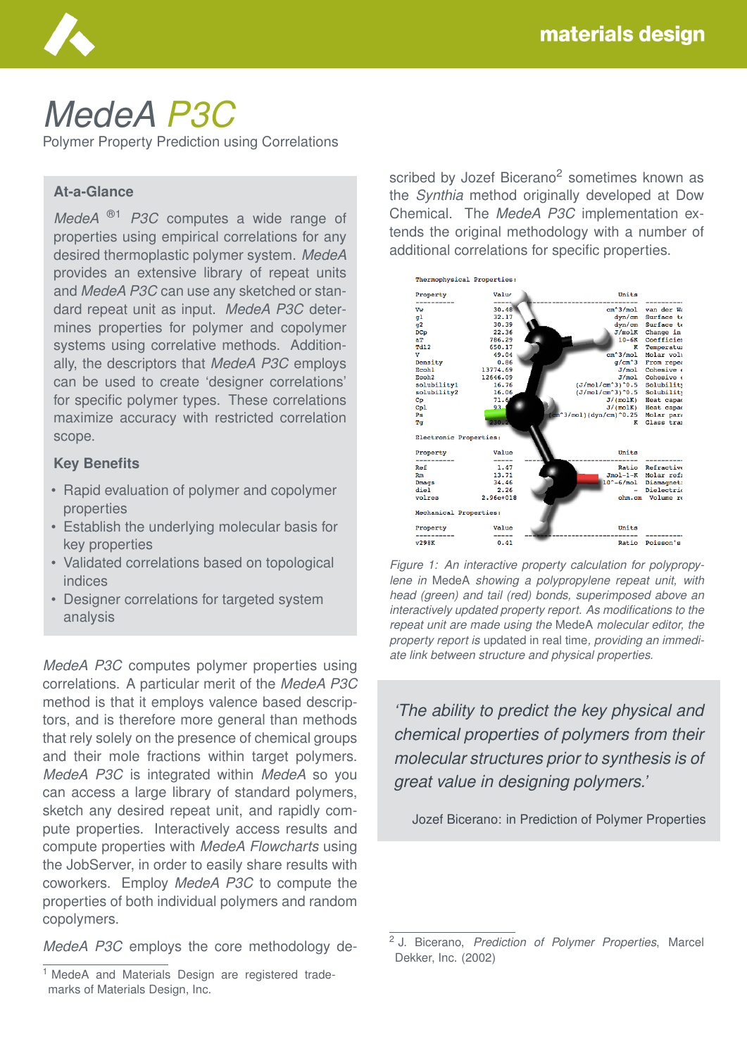# *MedeA P3C*

Polymer Property Prediction using Correlations

## At-a-Glance

*MedeA* ®[1] *P3C* computes a wide range of properties using empirical correlations for any desired thermoplastic polymer system. *MedeA* provides an extensive library of repeat units and *MedeA P3C* can use any sketched or standard repeat unit as input. *MedeA P3C* determines properties for polymer and copolymer systems using correlative methods. Additionally, the descriptors that *MedeA P3C* employs can be used to create 'designer correlations' for specific polymer types. These correlations maximize accuracy with restricted correlation scope.

## Key Benefits

- Rapid evaluation of polymer and copolymer properties
- Establish the underlying molecular basis for key properties
- Validated correlations based on topological indices
- Designer correlations for targeted system analysis

*MedeA P3C* computes polymer properties using correlations. A particular merit of the *MedeA P3C* method is that it employs valence based descriptors, and is therefore more general than methods that rely solely on the presence of chemical groups and their mole fractions within target polymers. *MedeA P3C* is integrated within *MedeA* so you can access a large library of standard polymers, sketch any desired repeat unit, and rapidly compute properties. Interactively access results and compute properties with *MedeA Flowcharts* using the JobServer, in order to easily share results with coworkers. Employ *MedeA P3C* to compute the properties of both individual polymers and random copolymers.

*MedeA P3C* employs the core methodology described by Jozef Bicerano[2] sometimes known as the *Synthia* method originally developed at Dow Chemical. The *MedeA P3C* implementation extends the original methodology with a number of additional correlations for specific properties.

*Figure 1: An interactive property calculation for polypropylene in* MedeA *showing a polypropylene repeat unit, with head (green) and tail (red) bonds, superimposed above an interactively updated property report. As modifications to the repeat unit are made using the* MedeA *molecular editor, the property report is* updated in real time*, providing an immediate link between structure and physical properties.*

> *'The ability to predict the key physical and chemical properties of polymers from their molecular structures prior to synthesis is of great value in designing polymers.'*
>
> Jozef Bicerano: in Prediction of Polymer Properties

[1] MedeA and Materials Design are registered trademarks of Materials Design, Inc.

[2] J. Bicerano, *Prediction of Polymer Properties*, Marcel Dekker, Inc. (2002)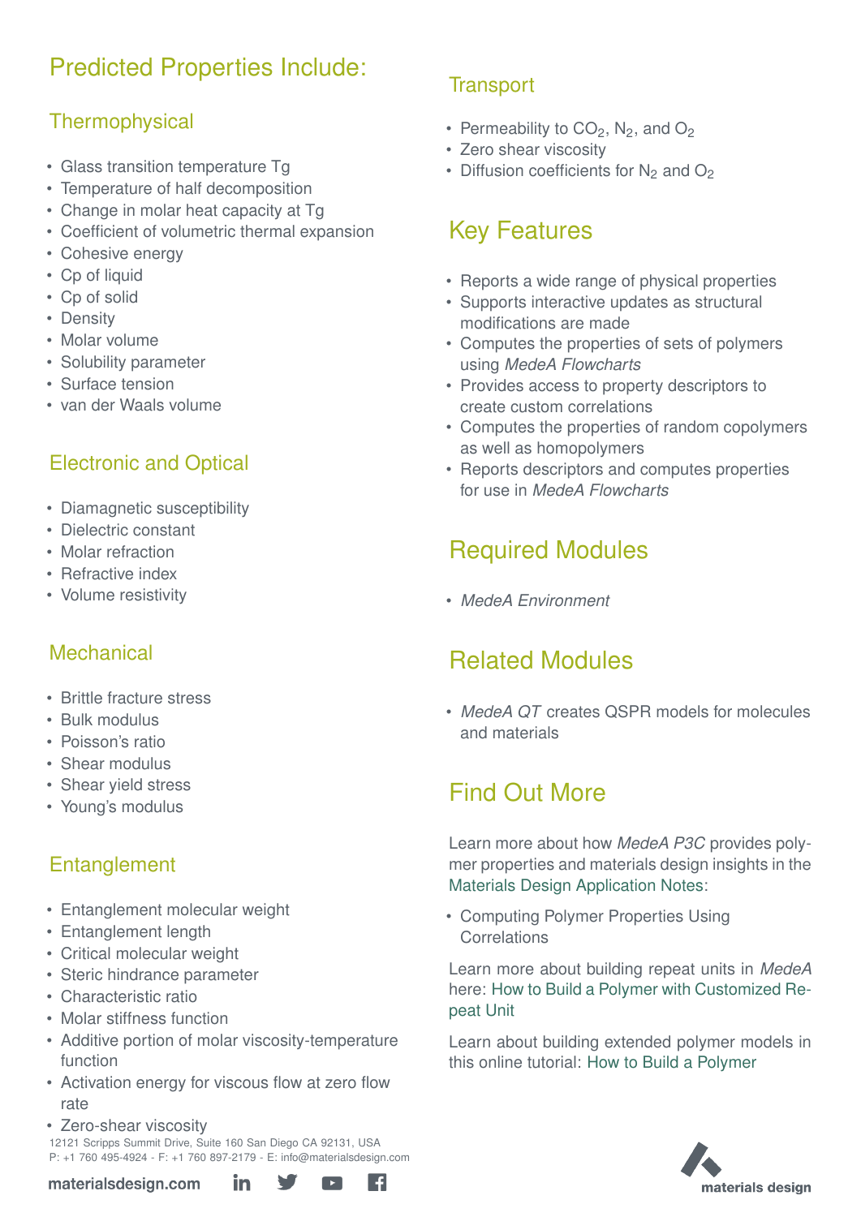# Predicted Properties Include:

## Thermophysical

- Glass transition temperature Tg
- Temperature of half decomposition
- Change in molar heat capacity at Tg
- Coefficient of volumetric thermal expansion
- Cohesive energy
- Cp of liquid
- Cp of solid
- Density
- Molar volume
- Solubility parameter
- Surface tension
- van der Waals volume

## Electronic and Optical

- Diamagnetic susceptibility
- Dielectric constant
- Molar refraction
- Refractive index
- Volume resistivity

## Mechanical

- Brittle fracture stress
- Bulk modulus
- Poisson's ratio
- Shear modulus
- Shear yield stress
- Young's modulus

## Entanglement

- Entanglement molecular weight
- Entanglement length
- Critical molecular weight
- Steric hindrance parameter
- Characteristic ratio
- Molar stiffness function
- Additive portion of molar viscosity-temperature function
- Activation energy for viscous flow at zero flow rate
- Zero-shear viscosity

## Transport

- Permeability to $CO_2$, $N_2$, and $O_2$
- Zero shear viscosity
- Diffusion coefficients for $N_2$ and $O_2$

# Key Features

- Reports a wide range of physical properties
- Supports interactive updates as structural modifications are made
- Computes the properties of sets of polymers using *MedeA Flowcharts*
- Provides access to property descriptors to create custom correlations
- Computes the properties of random copolymers as well as homopolymers
- Reports descriptors and computes properties for use in *MedeA Flowcharts*

# Required Modules

- *MedeA Environment*

# Related Modules

- *MedeA QT* creates QSPR models for molecules and materials

# Find Out More

Learn more about how *MedeA P3C* provides polymer properties and materials design insights in the Materials Design Application Notes:

- Computing Polymer Properties Using Correlations

Learn more about building repeat units in *MedeA* here: How to Build a Polymer with Customized Repeat Unit

Learn about building extended polymer models in this online tutorial: How to Build a Polymer

12121 Scripps Summit Drive, Suite 160 San Diego CA 92131, USA
P: +1 760 495-4924 - F: +1 760 897-2179 - E: info@materialsdesign.com

materialsdesign.com

materials design